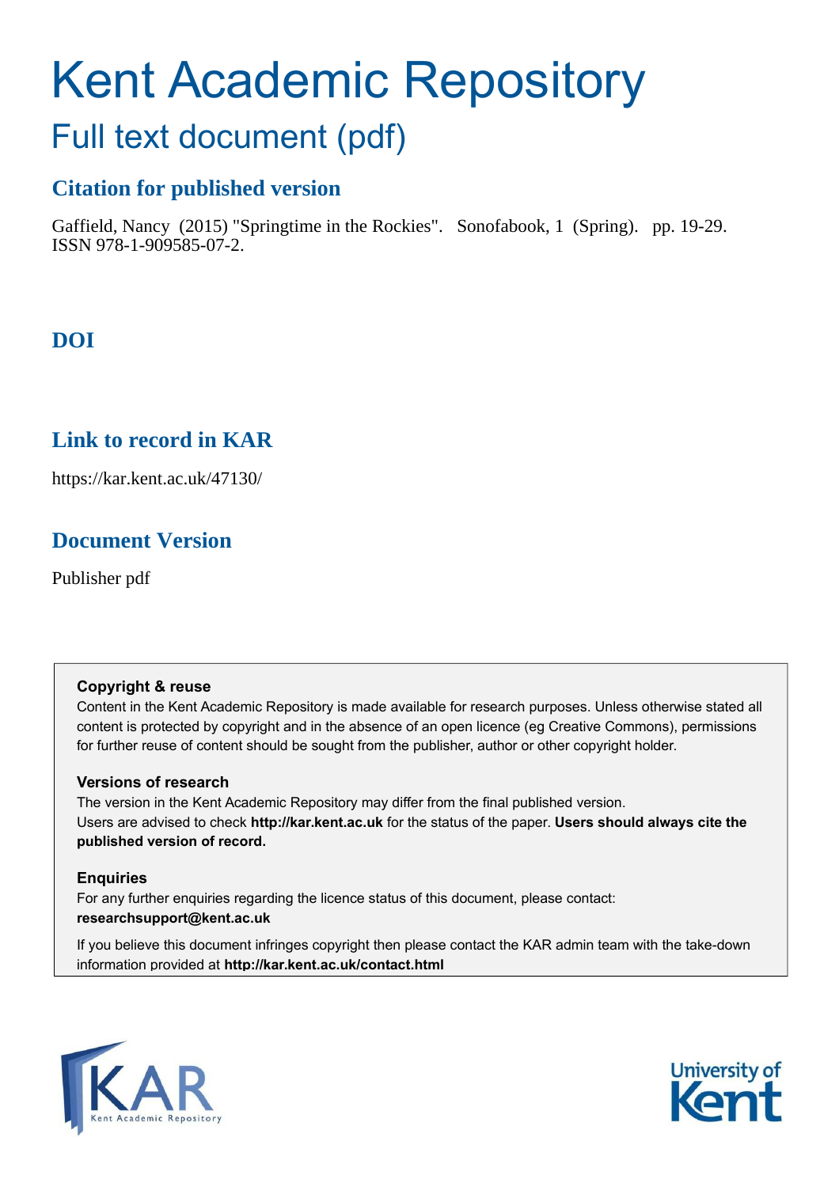# Kent Academic Repository

## Full text document (pdf)

### Citation for published version

Gaffield, Nancy (2015) "Springtime in the Rockies". Sonofabook, 1 (Spring). pp. 19-29. ISSN 978-1-909585-07-2.

### DOI

### Link to record in KAR

https://kar.kent.ac.uk/47130/

### Document Version

Publisher pdf

**Copyright & reuse**

Content in the Kent Academic Repository is made available for research purposes. Unless otherwise stated all content is protected by copyright and in the absence of an open licence (eg Creative Commons), permissions for further reuse of content should be sought from the publisher, author or other copyright holder.

**Versions of research**

The version in the Kent Academic Repository may differ from the final published version. Users are advised to check **http://kar.kent.ac.uk** for the status of the paper. **Users should always cite the published version of record.**

**Enquiries**

For any further enquiries regarding the licence status of this document, please contact: **researchsupport@kent.ac.uk**

If you believe this document infringes copyright then please contact the KAR admin team with the take-down information provided at **http://kar.kent.ac.uk/contact.html**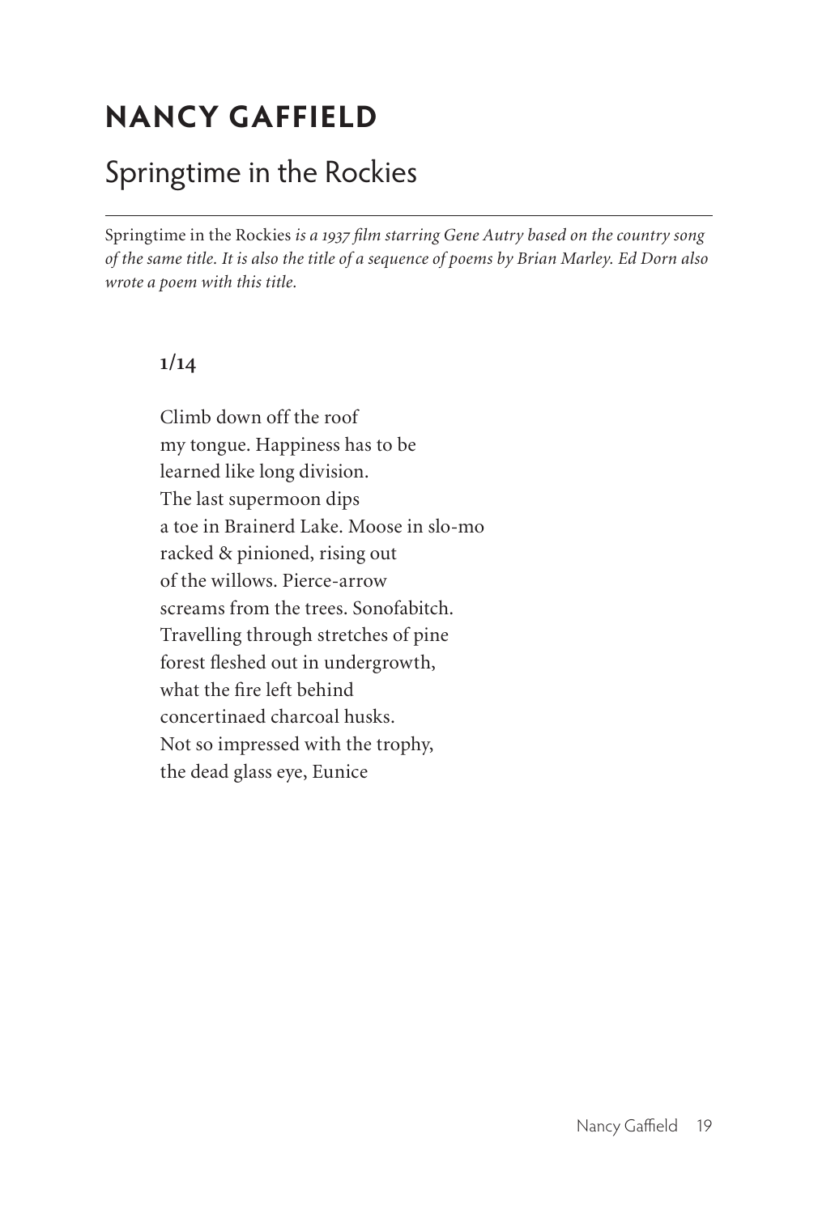# NANCY GAFFIELD

## Springtime in the Rockies

*Springtime in the Rockies* is a 1937 film starring Gene Autry based on the country song of the same title. It is also the title of a sequence of poems by Brian Marley. Ed Dorn also wrote a poem with this title.

### 1/14

Climb down off the roof  
my tongue. Happiness has to be  
learned like long division.  
The last supermoon dips  
a toe in Brainerd Lake. Moose in slo-mo  
racked & pinioned, rising out  
of the willows. Pierce-arrow  
screams from the trees. Sonofabitch.  
Travelling through stretches of pine  
forest fleshed out in undergrowth,  
what the fire left behind  
concertinaed charcoal husks.  
Not so impressed with the trophy,  
the dead glass eye, Eunice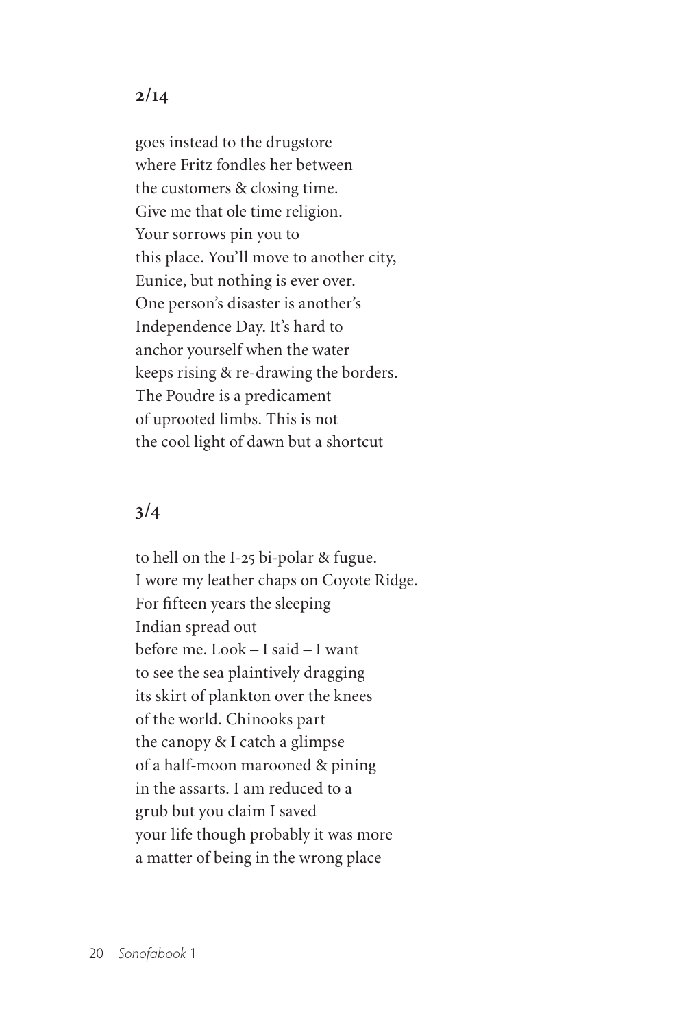## 2/14

goes instead to the drugstore  
where Fritz fondles her between  
the customers & closing time.  
Give me that ole time religion.  
Your sorrows pin you to  
this place. You'll move to another city,  
Eunice, but nothing is ever over.  
One person's disaster is another's  
Independence Day. It's hard to  
anchor yourself when the water  
keeps rising & re-drawing the borders.  
The Poudre is a predicament  
of uprooted limbs. This is not  
the cool light of dawn but a shortcut

## 3/4

to hell on the I-25 bi-polar & fugue.  
I wore my leather chaps on Coyote Ridge.  
For fifteen years the sleeping  
Indian spread out  
before me. Look – I said – I want  
to see the sea plaintively dragging  
its skirt of plankton over the knees  
of the world. Chinooks part  
the canopy & I catch a glimpse  
of a half-moon marooned & pining  
in the assarts. I am reduced to a  
grub but you claim I saved  
your life though probably it was more  
a matter of being in the wrong place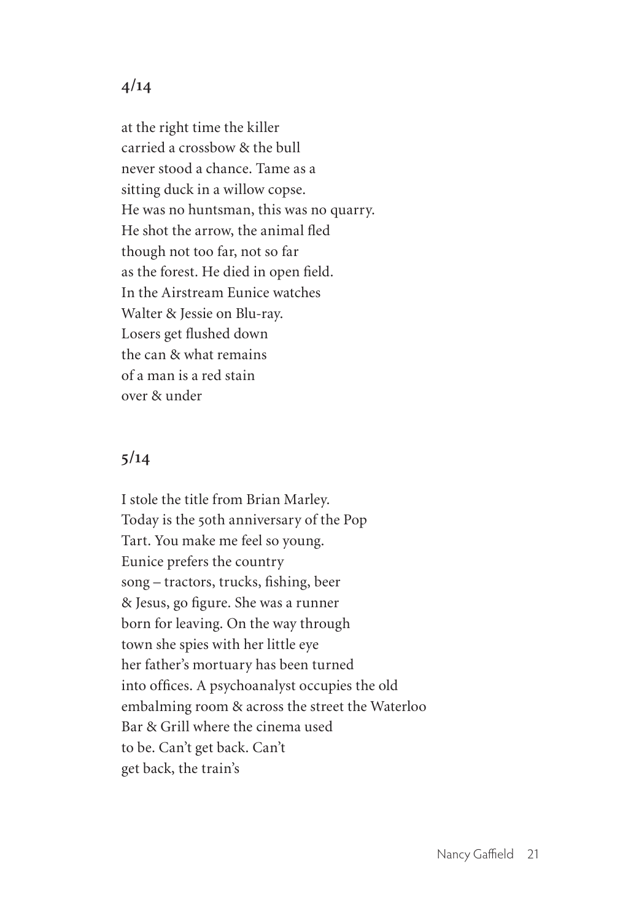## 4/14

at the right time the killer  
carried a crossbow & the bull  
never stood a chance. Tame as a  
sitting duck in a willow copse.  
He was no huntsman, this was no quarry.  
He shot the arrow, the animal fled  
though not too far, not so far  
as the forest. He died in open field.  
In the Airstream Eunice watches  
Walter & Jessie on Blu-ray.  
Losers get flushed down  
the can & what remains  
of a man is a red stain  
over & under

## 5/14

I stole the title from Brian Marley.  
Today is the 50th anniversary of the Pop  
Tart. You make me feel so young.  
Eunice prefers the country  
song – tractors, trucks, fishing, beer  
& Jesus, go figure. She was a runner  
born for leaving. On the way through  
town she spies with her little eye  
her father's mortuary has been turned  
into offices. A psychoanalyst occupies the old  
embalming room & across the street the Waterloo  
Bar & Grill where the cinema used  
to be. Can't get back. Can't  
get back, the train's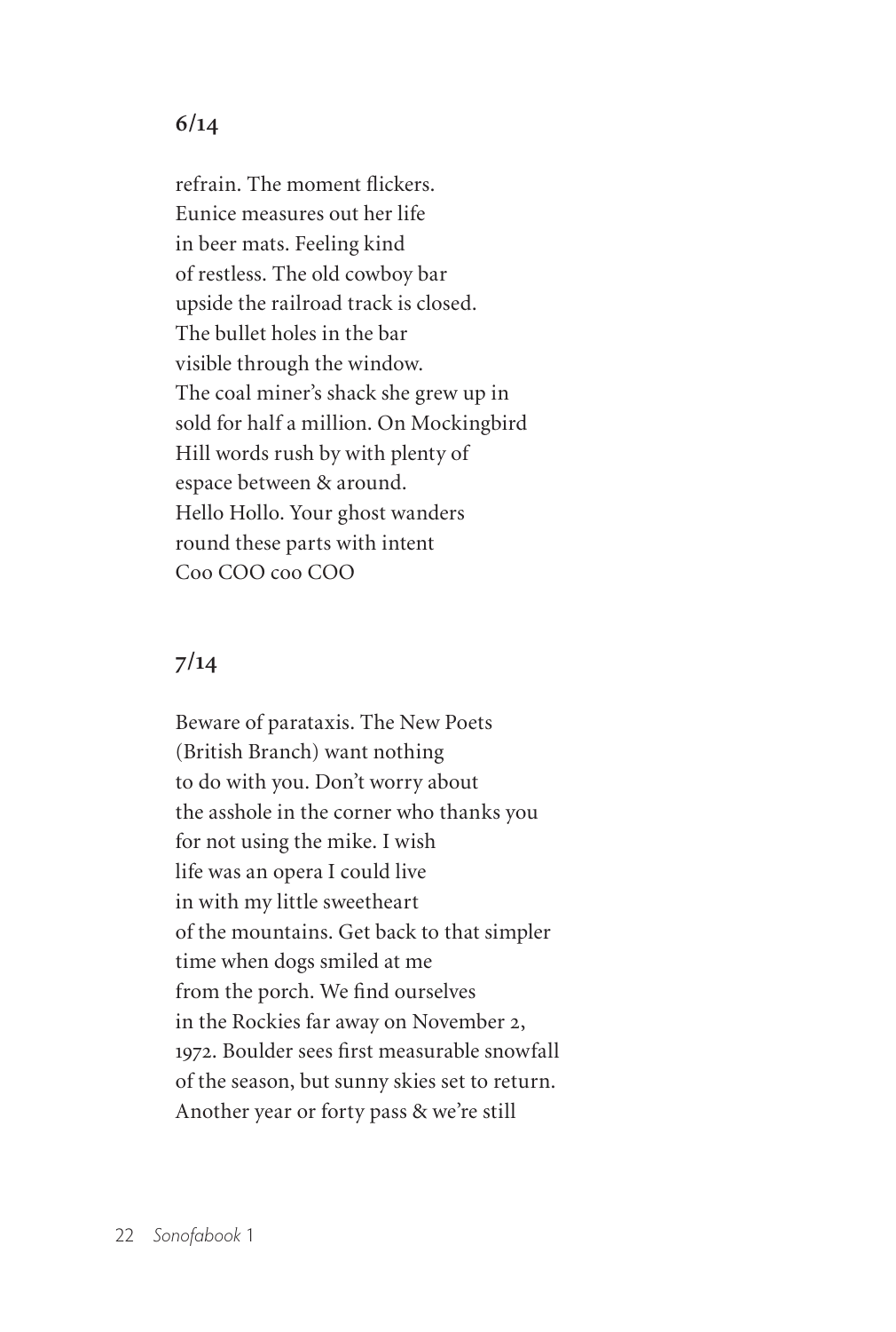## 6/14

refrain. The moment flickers.
Eunice measures out her life
in beer mats. Feeling kind
of restless. The old cowboy bar
upside the railroad track is closed.
The bullet holes in the bar
visible through the window.
The coal miner's shack she grew up in
sold for half a million. On Mockingbird
Hill words rush by with plenty of
espace between & around.
Hello Hollo. Your ghost wanders
round these parts with intent
Coo COO coo COO

## 7/14

Beware of parataxis. The New Poets
(British Branch) want nothing
to do with you. Don't worry about
the asshole in the corner who thanks you
for not using the mike. I wish
life was an opera I could live
in with my little sweetheart
of the mountains. Get back to that simpler
time when dogs smiled at me
from the porch. We find ourselves
in the Rockies far away on November 2,
1972. Boulder sees first measurable snowfall
of the season, but sunny skies set to return.
Another year or forty pass & we're still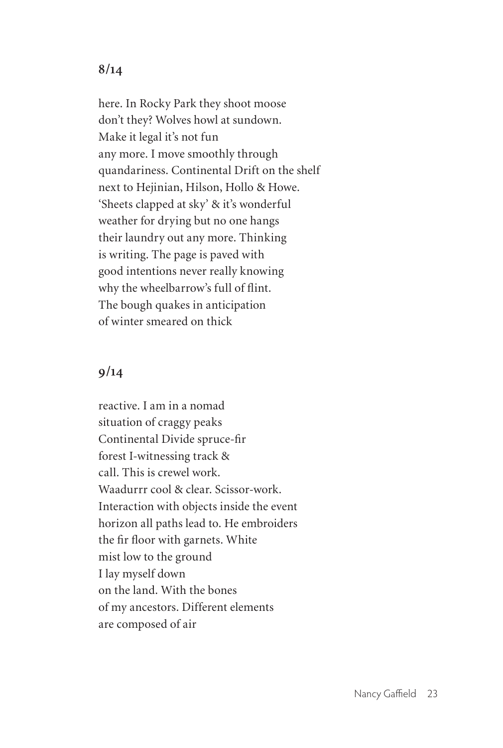## 8/14

here. In Rocky Park they shoot moose  
don't they? Wolves howl at sundown.  
Make it legal it's not fun  
any more. I move smoothly through  
quandariness. Continental Drift on the shelf  
next to Hejinian, Hilson, Hollo & Howe.  
'Sheets clapped at sky' & it's wonderful  
weather for drying but no one hangs  
their laundry out any more. Thinking  
is writing. The page is paved with  
good intentions never really knowing  
why the wheelbarrow's full of flint.  
The bough quakes in anticipation  
of winter smeared on thick

## 9/14

reactive. I am in a nomad  
situation of craggy peaks  
Continental Divide spruce-fir  
forest I-witnessing track &  
call. This is crewel work.  
Waadurrr cool & clear. Scissor-work.  
Interaction with objects inside the event  
horizon all paths lead to. He embroiders  
the fir floor with garnets. White  
mist low to the ground  
I lay myself down  
on the land. With the bones  
of my ancestors. Different elements  
are composed of air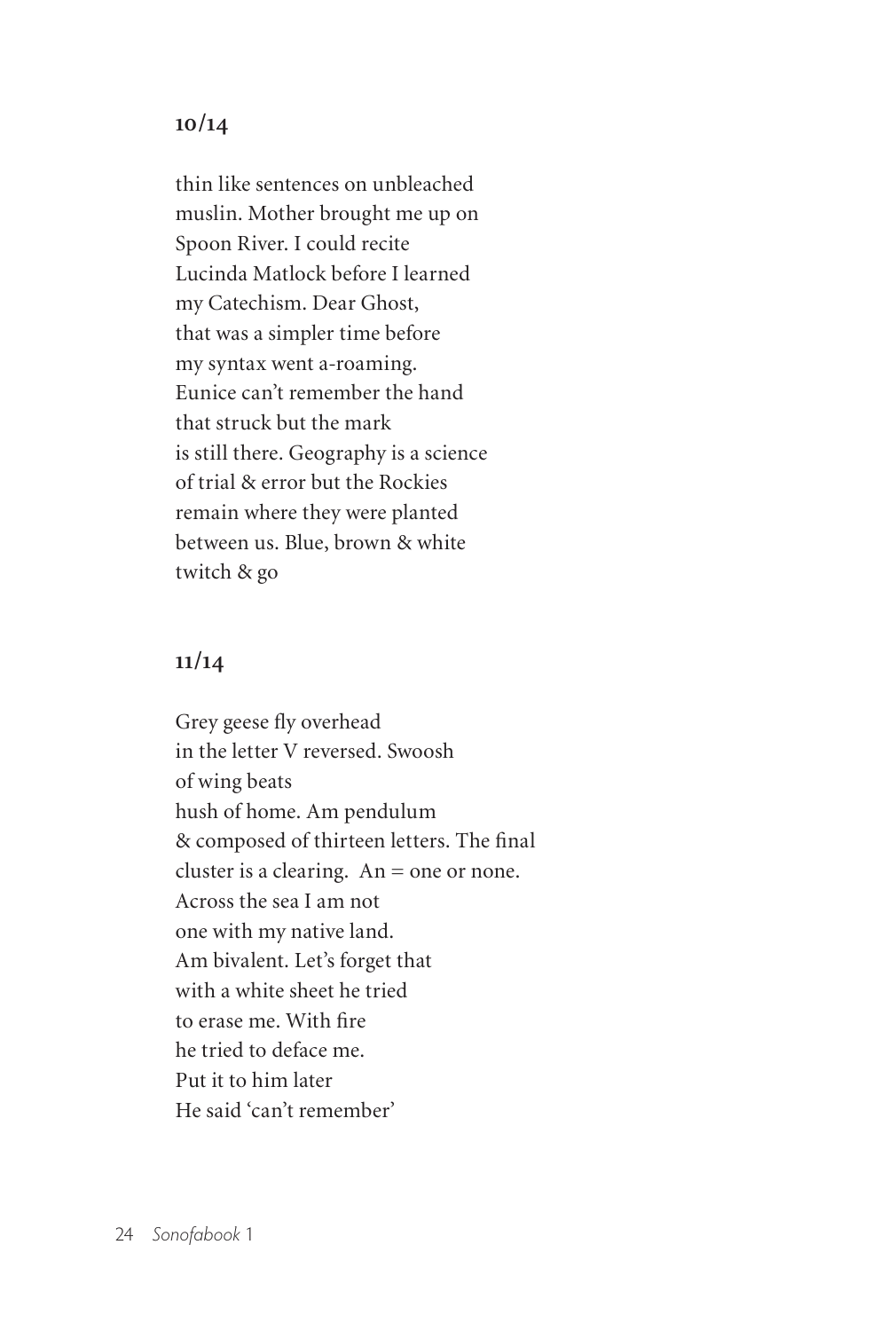## 10/14

thin like sentences on unbleached
muslin. Mother brought me up on
Spoon River. I could recite
Lucinda Matlock before I learned
my Catechism. Dear Ghost,
that was a simpler time before
my syntax went a-roaming.
Eunice can't remember the hand
that struck but the mark
is still there. Geography is a science
of trial & error but the Rockies
remain where they were planted
between us. Blue, brown & white
twitch & go

## 11/14

Grey geese fly overhead
in the letter V reversed. Swoosh
of wing beats
hush of home. Am pendulum
& composed of thirteen letters. The final
cluster is a clearing.  An = one or none.
Across the sea I am not
one with my native land.
Am bivalent. Let's forget that
with a white sheet he tried
to erase me. With fire
he tried to deface me.
Put it to him later
He said 'can't remember'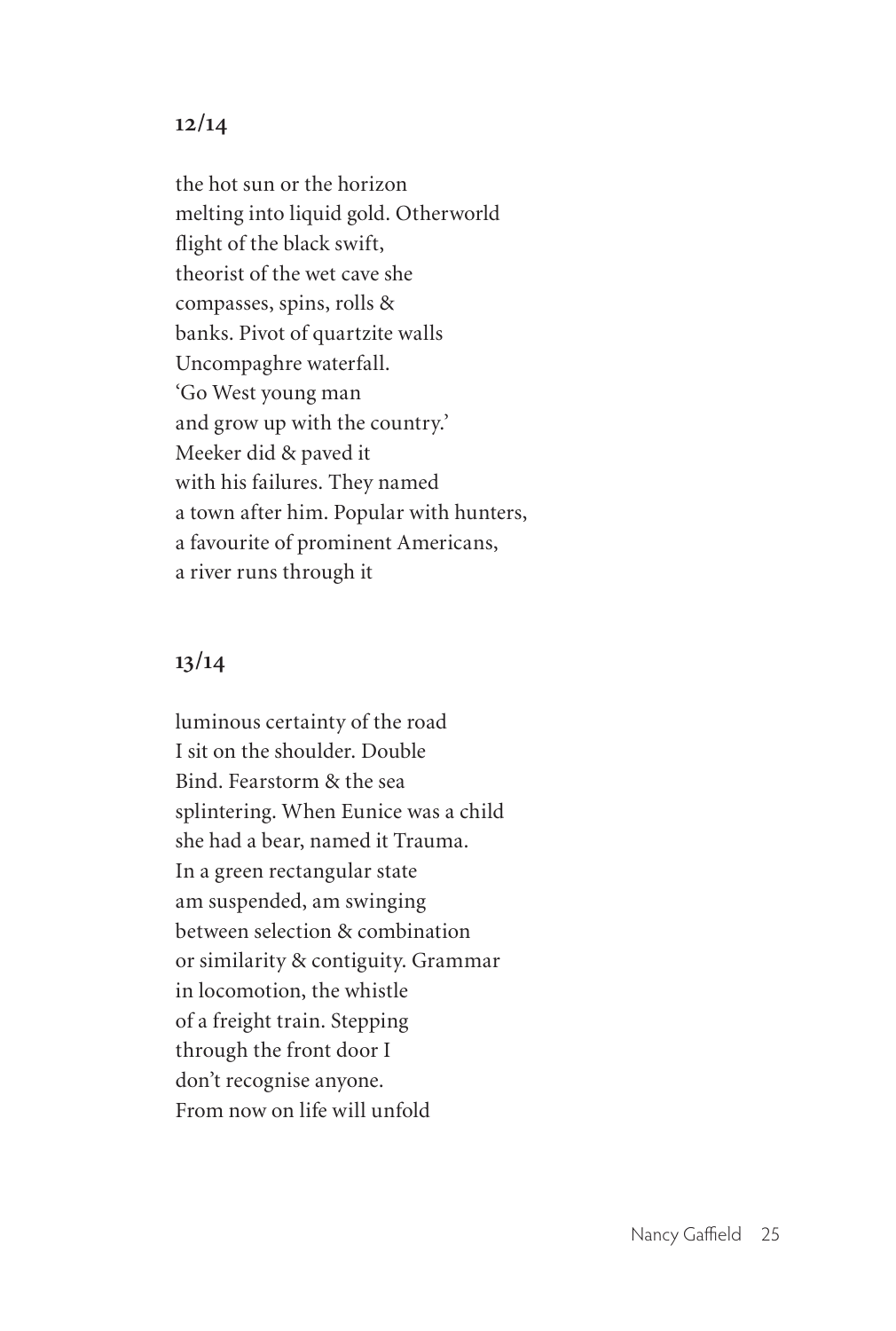## 12/14

the hot sun or the horizon
melting into liquid gold. Otherworld
flight of the black swift,
theorist of the wet cave she
compasses, spins, rolls &
banks. Pivot of quartzite walls
Uncompaghre waterfall.
'Go West young man
and grow up with the country.'
Meeker did & paved it
with his failures. They named
a town after him. Popular with hunters,
a favourite of prominent Americans,
a river runs through it

## 13/14

luminous certainty of the road
I sit on the shoulder. Double
Bind. Fearstorm & the sea
splintering. When Eunice was a child
she had a bear, named it Trauma.
In a green rectangular state
am suspended, am swinging
between selection & combination
or similarity & contiguity. Grammar
in locomotion, the whistle
of a freight train. Stepping
through the front door I
don't recognise anyone.
From now on life will unfold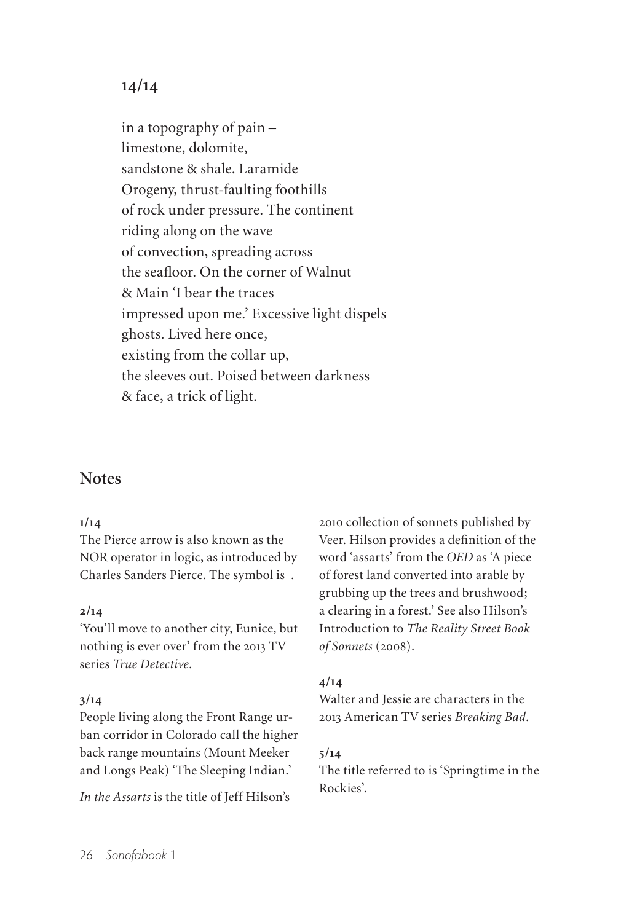## 14/14

in a topography of pain –
limestone, dolomite,
sandstone & shale. Laramide
Orogeny, thrust-faulting foothills
of rock under pressure. The continent
riding along on the wave
of convection, spreading across
the seafloor. On the corner of Walnut
& Main 'I bear the traces
impressed upon me.' Excessive light dispels
ghosts. Lived here once,
existing from the collar up,
the sleeves out. Poised between darkness
& face, a trick of light.

# Notes

**1/14**
The Pierce arrow is also known as the NOR operator in logic, as introduced by Charles Sanders Pierce. The symbol is .

**2/14**
'You'll move to another city, Eunice, but nothing is ever over' from the 2013 TV series *True Detective*.

**3/14**
People living along the Front Range urban corridor in Colorado call the higher back range mountains (Mount Meeker and Longs Peak) 'The Sleeping Indian.'

*In the Assarts* is the title of Jeff Hilson's 2010 collection of sonnets published by Veer. Hilson provides a definition of the word 'assarts' from the *OED* as 'A piece of forest land converted into arable by grubbing up the trees and brushwood; a clearing in a forest.' See also Hilson's Introduction to *The Reality Street Book of Sonnets* (2008).

**4/14**
Walter and Jessie are characters in the 2013 American TV series *Breaking Bad*.

**5/14**
The title referred to is 'Springtime in the Rockies'.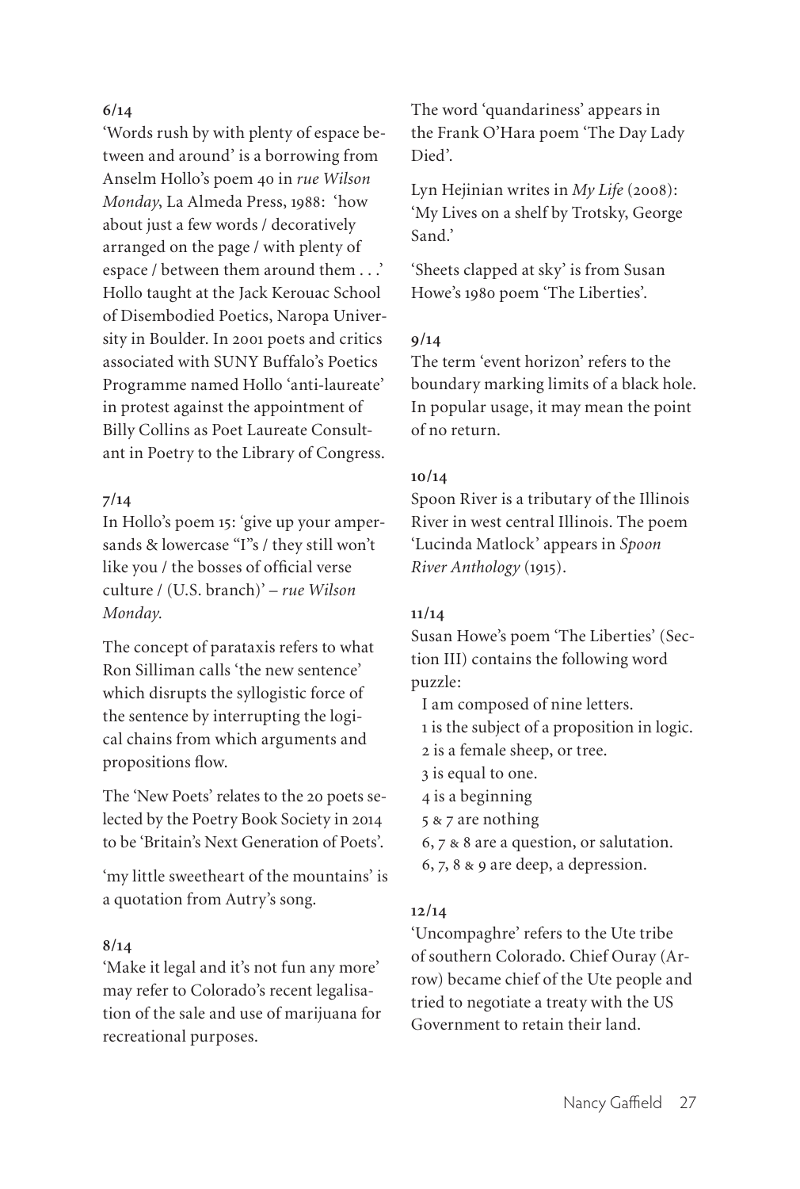**6/14**

'Words rush by with plenty of espace between and around' is a borrowing from Anselm Hollo's poem 40 in *rue Wilson Monday*, La Almeda Press, 1988: 'how about just a few words / decoratively arranged on the page / with plenty of espace / between them around them . . .' Hollo taught at the Jack Kerouac School of Disembodied Poetics, Naropa University in Boulder. In 2001 poets and critics associated with SUNY Buffalo's Poetics Programme named Hollo 'anti-laureate' in protest against the appointment of Billy Collins as Poet Laureate Consultant in Poetry to the Library of Congress.

**7/14**

In Hollo's poem 15: 'give up your ampersands & lowercase "I"s / they still won't like you / the bosses of official verse culture / (U.S. branch)' – *rue Wilson Monday*.

The concept of parataxis refers to what Ron Silliman calls 'the new sentence' which disrupts the syllogistic force of the sentence by interrupting the logical chains from which arguments and propositions flow.

The 'New Poets' relates to the 20 poets selected by the Poetry Book Society in 2014 to be 'Britain's Next Generation of Poets'.

'my little sweetheart of the mountains' is a quotation from Autry's song.

**8/14**

'Make it legal and it's not fun any more' may refer to Colorado's recent legalisation of the sale and use of marijuana for recreational purposes.

The word 'quandariness' appears in the Frank O'Hara poem 'The Day Lady Died'.

Lyn Hejinian writes in *My Life* (2008): 'My Lives on a shelf by Trotsky, George Sand.'

'Sheets clapped at sky' is from Susan Howe's 1980 poem 'The Liberties'.

**9/14**

The term 'event horizon' refers to the boundary marking limits of a black hole. In popular usage, it may mean the point of no return.

**10/14**

Spoon River is a tributary of the Illinois River in west central Illinois. The poem 'Lucinda Matlock' appears in *Spoon River Anthology* (1915).

**11/14**

Susan Howe's poem 'The Liberties' (Section III) contains the following word puzzle:

I am composed of nine letters.
1 is the subject of a proposition in logic.
2 is a female sheep, or tree.
3 is equal to one.
4 is a beginning
5 & 7 are nothing
6, 7 & 8 are a question, or salutation.
6, 7, 8 & 9 are deep, a depression.

**12/14**

'Uncompaghre' refers to the Ute tribe of southern Colorado. Chief Ouray (Arrow) became chief of the Ute people and tried to negotiate a treaty with the US Government to retain their land.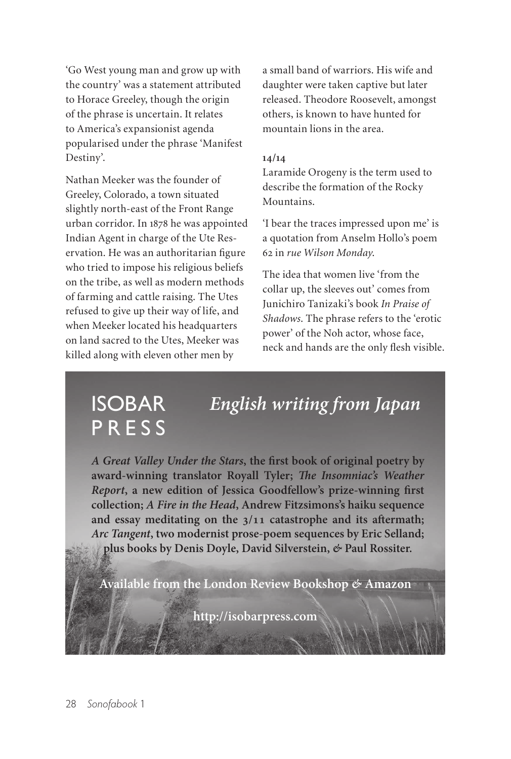'Go West young man and grow up with the country' was a statement attributed to Horace Greeley, though the origin of the phrase is uncertain. It relates to America's expansionist agenda popularised under the phrase 'Manifest Destiny'.

Nathan Meeker was the founder of Greeley, Colorado, a town situated slightly north-east of the Front Range urban corridor. In 1878 he was appointed Indian Agent in charge of the Ute Reservation. He was an authoritarian figure who tried to impose his religious beliefs on the tribe, as well as modern methods of farming and cattle raising. The Utes refused to give up their way of life, and when Meeker located his headquarters on land sacred to the Utes, Meeker was killed along with eleven other men by a small band of warriors. His wife and daughter were taken captive but later released. Theodore Roosevelt, amongst others, is known to have hunted for mountain lions in the area.

**14/14**

Laramide Orogeny is the term used to describe the formation of the Rocky Mountains.

'I bear the traces impressed upon me' is a quotation from Anselm Hollo's poem 62 in *rue Wilson Monday*.

The idea that women live 'from the collar up, the sleeves out' comes from Junichiro Tanizaki's book *In Praise of Shadows*. The phrase refers to the 'erotic power' of the Noh actor, whose face, neck and hands are the only flesh visible.

ISOBAR PRESS *English writing from Japan*

***A Great Valley Under the Stars*, the first book of original poetry by award-winning translator Royall Tyler; *The Insomniac's Weather Report*, a new edition of Jessica Goodfellow's prize-winning first collection; *A Fire in the Head*, Andrew Fitzsimons's haiku sequence and essay meditating on the 3/11 catastrophe and its aftermath; *Arc Tangent*, two modernist prose-poem sequences by Eric Selland; plus books by Denis Doyle, David Silverstein, & Paul Rossiter.**

**Available from the London Review Bookshop & Amazon**

**http://isobarpress.com**